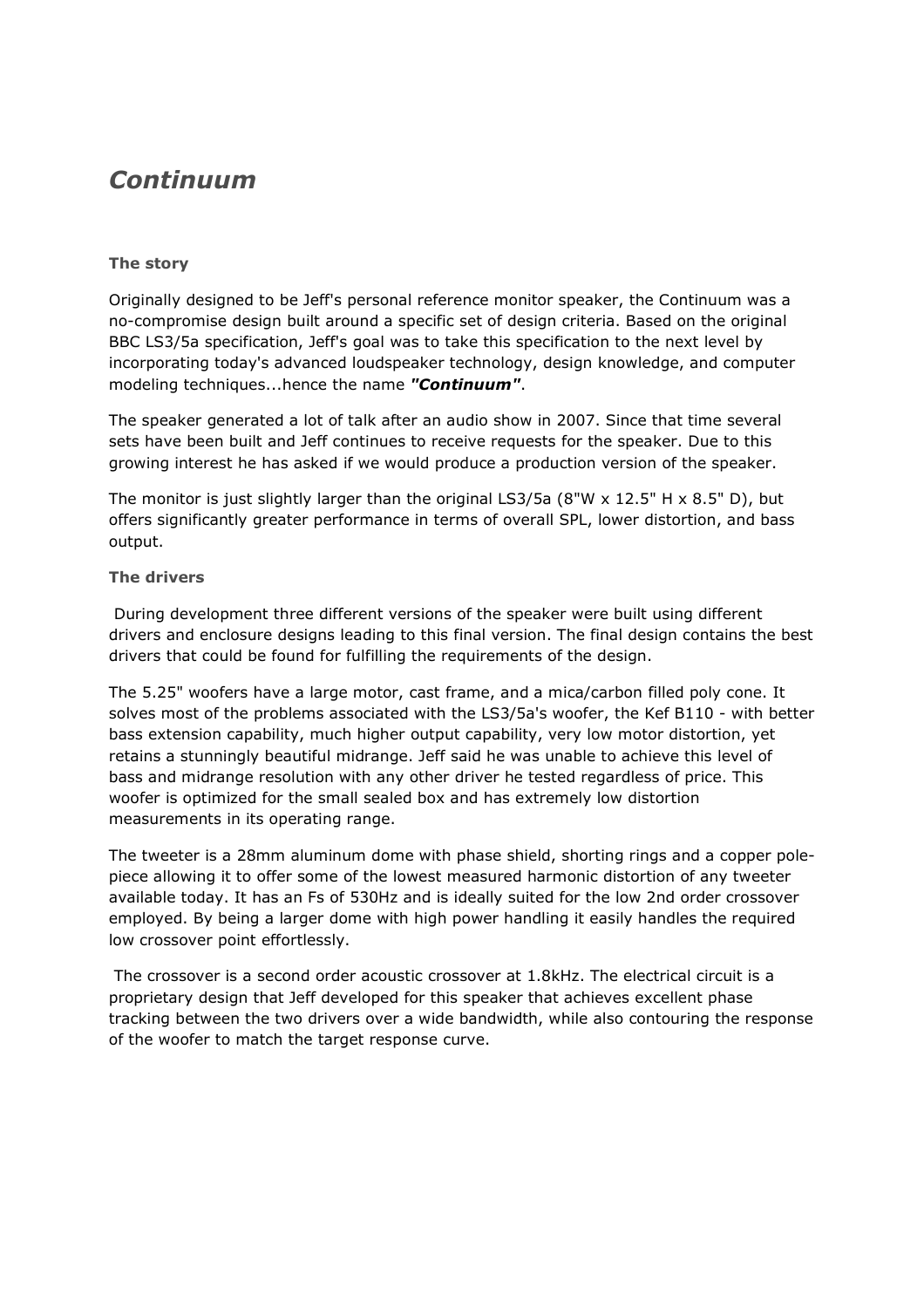# *Continuum*

### The story

Originally designed to be Jeff's personal reference monitor speaker, the Continuum was a no-compromise design built around a specific set of design criteria. Based on the original BBC LS3/5a specification, Jeff's goal was to take this specification to the next level by incorporating today's advanced loudspeaker technology, design knowledge, and computer modeling techniques...hence the name ***"Continuum"***.

The speaker generated a lot of talk after an audio show in 2007. Since that time several sets have been built and Jeff continues to receive requests for the speaker. Due to this growing interest he has asked if we would produce a production version of the speaker.

The monitor is just slightly larger than the original LS3/5a (8"W x 12.5" H x 8.5" D), but offers significantly greater performance in terms of overall SPL, lower distortion, and bass output.

### The drivers

During development three different versions of the speaker were built using different drivers and enclosure designs leading to this final version. The final design contains the best drivers that could be found for fulfilling the requirements of the design.

The 5.25" woofers have a large motor, cast frame, and a mica/carbon filled poly cone. It solves most of the problems associated with the LS3/5a's woofer, the Kef B110 - with better bass extension capability, much higher output capability, very low motor distortion, yet retains a stunningly beautiful midrange. Jeff said he was unable to achieve this level of bass and midrange resolution with any other driver he tested regardless of price. This woofer is optimized for the small sealed box and has extremely low distortion measurements in its operating range.

The tweeter is a 28mm aluminum dome with phase shield, shorting rings and a copper pole-piece allowing it to offer some of the lowest measured harmonic distortion of any tweeter available today. It has an Fs of 530Hz and is ideally suited for the low 2nd order crossover employed. By being a larger dome with high power handling it easily handles the required low crossover point effortlessly.

The crossover is a second order acoustic crossover at 1.8kHz. The electrical circuit is a proprietary design that Jeff developed for this speaker that achieves excellent phase tracking between the two drivers over a wide bandwidth, while also contouring the response of the woofer to match the target response curve.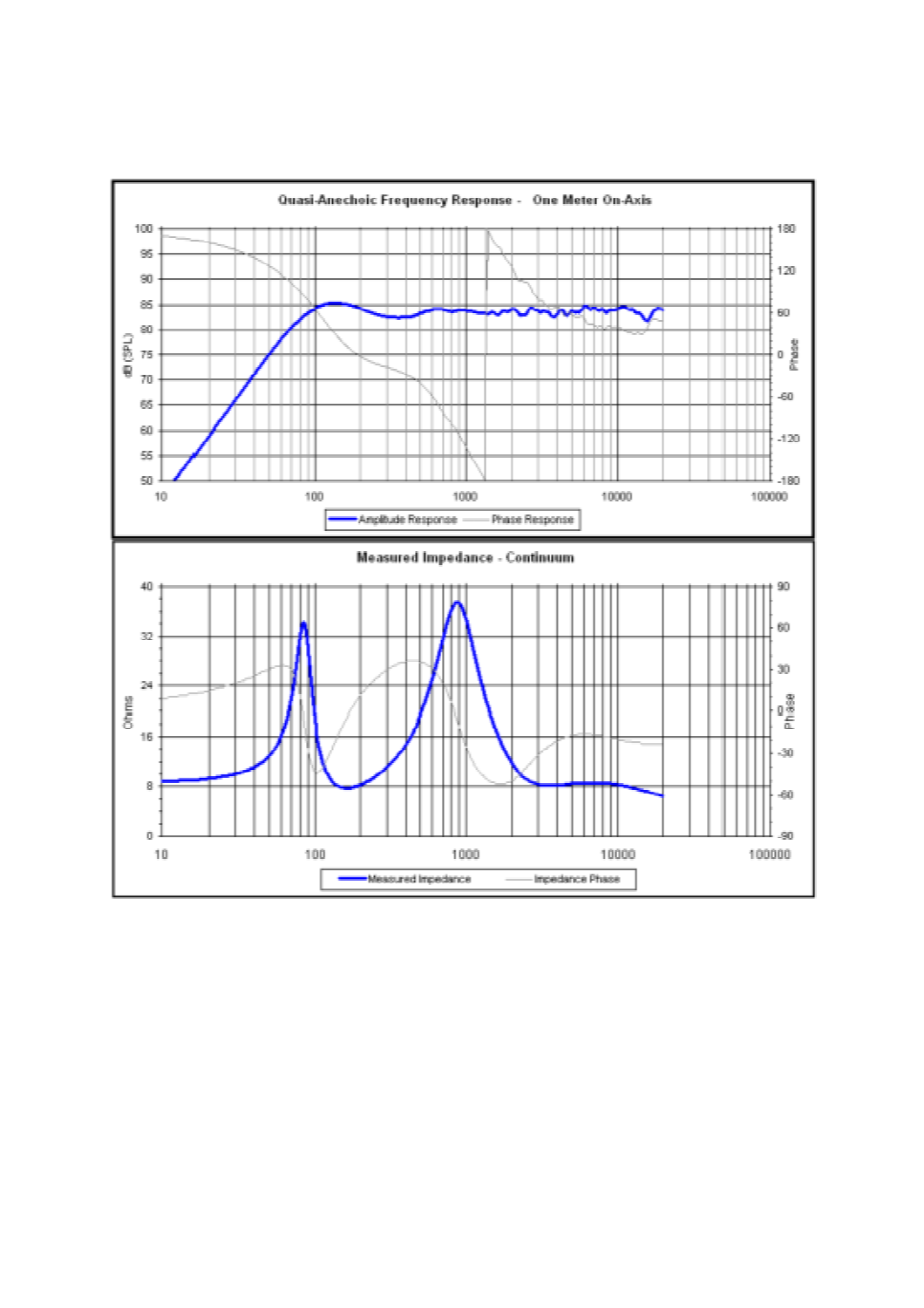Quasi-Anechoic Frequency Response - One Meter On-Axis

dB (SPL)

100
95
90
85
80
75
70
65
60
55
50

Phase

180
120
60
0
-60
-120
-180

10
100
1000
10000
100000

Amplitude Response
Phase Response

Measured Impedance - Continuum

Ohms

40
32
24
16
8
0

Phase

90
60
30
0
-30
-60
-90

10
100
1000
10000
100000

Measured Impedance
Impedance Phase